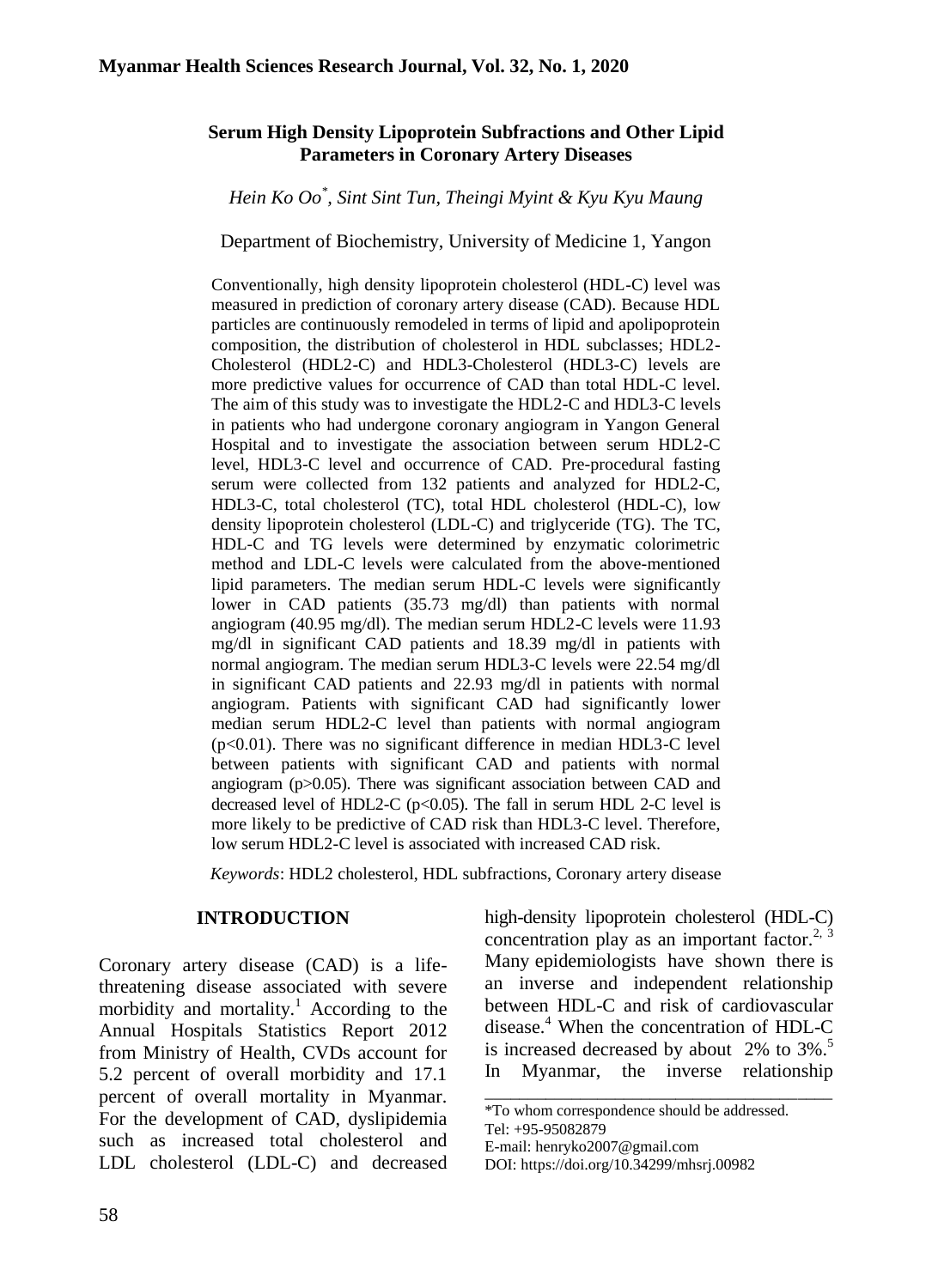# Serum High Density Lipoprotein Subfractions and Other Lipid Parameters in Coronary Artery Diseases

*Hein Ko Oo*, Sint Sint Tun, Theingi Myint & Kyu Kyu Maung*

Department of Biochemistry, University of Medicine 1, Yangon

Conventionally, high density lipoprotein cholesterol (HDL-C) level was measured in prediction of coronary artery disease (CAD). Because HDL particles are continuously remodeled in terms of lipid and apolipoprotein composition, the distribution of cholesterol in HDL subclasses; HDL2-Cholesterol (HDL2-C) and HDL3-Cholesterol (HDL3-C) levels are more predictive values for occurrence of CAD than total HDL-C level. The aim of this study was to investigate the HDL2-C and HDL3-C levels in patients who had undergone coronary angiogram in Yangon General Hospital and to investigate the association between serum HDL2-C level, HDL3-C level and occurrence of CAD. Pre-procedural fasting serum were collected from 132 patients and analyzed for HDL2-C, HDL3-C, total cholesterol (TC), total HDL cholesterol (HDL-C), low density lipoprotein cholesterol (LDL-C) and triglyceride (TG). The TC, HDL-C and TG levels were determined by enzymatic colorimetric method and LDL-C levels were calculated from the above-mentioned lipid parameters. The median serum HDL-C levels were significantly lower in CAD patients (35.73 mg/dl) than patients with normal angiogram (40.95 mg/dl). The median serum HDL2-C levels were 11.93 mg/dl in significant CAD patients and 18.39 mg/dl in patients with normal angiogram. The median serum HDL3-C levels were 22.54 mg/dl in significant CAD patients and 22.93 mg/dl in patients with normal angiogram. Patients with significant CAD had significantly lower median serum HDL2-C level than patients with normal angiogram ($p<0.01$). There was no significant difference in median HDL3-C level between patients with significant CAD and patients with normal angiogram ($p>0.05$). There was significant association between CAD and decreased level of HDL2-C ($p<0.05$). The fall in serum HDL 2-C level is more likely to be predictive of CAD risk than HDL3-C level. Therefore, low serum HDL2-C level is associated with increased CAD risk.

*Keywords*: HDL2 cholesterol, HDL subfractions, Coronary artery disease

## INTRODUCTION

Coronary artery disease (CAD) is a life-threatening disease associated with severe morbidity and mortality.[1] According to the Annual Hospitals Statistics Report 2012 from Ministry of Health, CVDs account for 5.2 percent of overall morbidity and 17.1 percent of overall mortality in Myanmar. For the development of CAD, dyslipidemia such as increased total cholesterol and LDL cholesterol (LDL-C) and decreased high-density lipoprotein cholesterol (HDL-C) concentration play as an important factor.[2, 3] Many epidemiologists have shown there is an inverse and independent relationship between HDL-C and risk of cardiovascular disease.[4] When the concentration of HDL-C is increased decreased by about 2% to 3%.[5] In Myanmar, the inverse relationship

*To whom correspondence should be addressed.
Tel: +95-95082879
E-mail: henryko2007@gmail.com
DOI: https://doi.org/10.34299/mhsrj.00982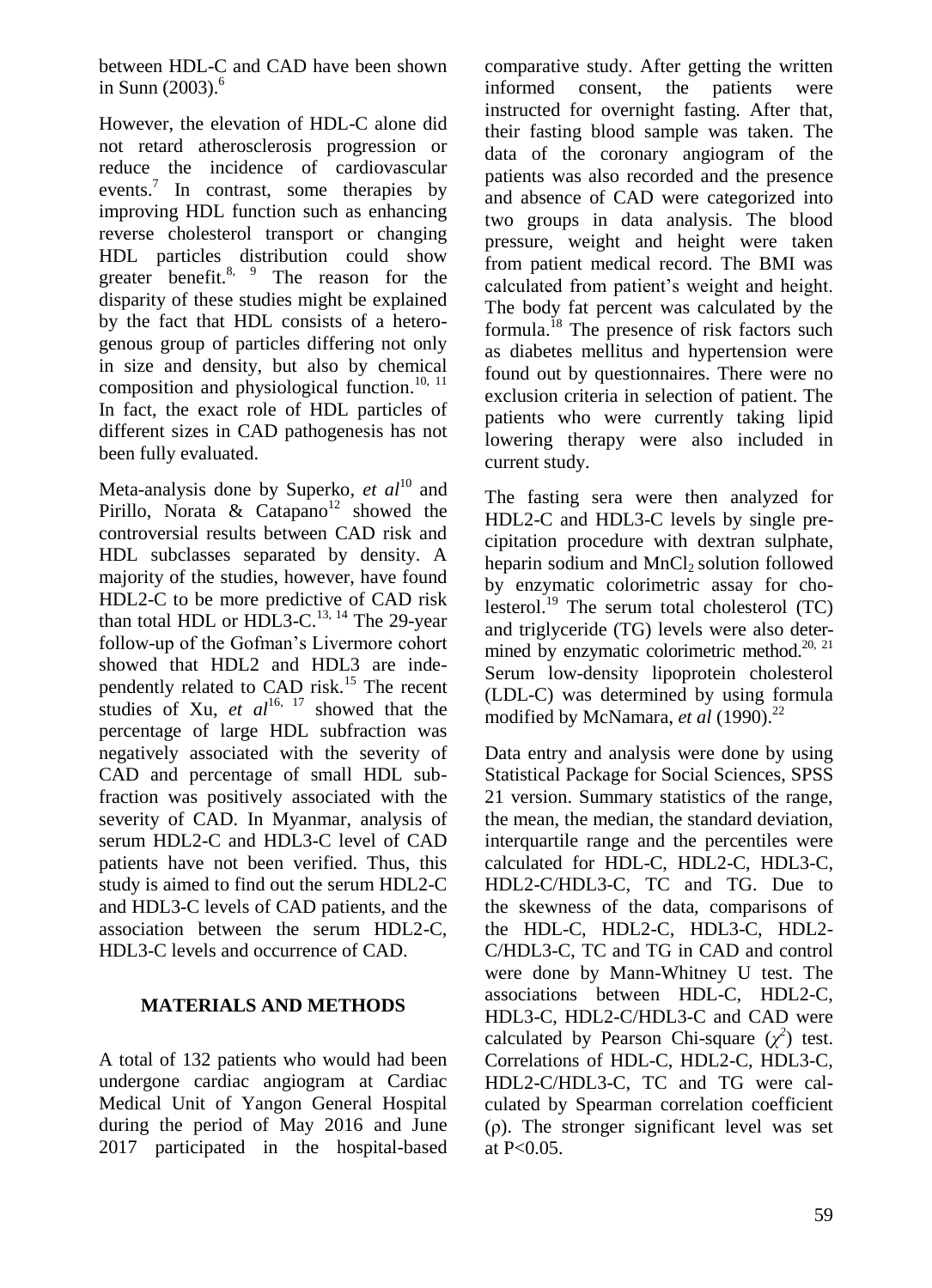between HDL-C and CAD have been shown in Sunn (2003).[6]

However, the elevation of HDL-C alone did not retard atherosclerosis progression or reduce the incidence of cardiovascular events.[7] In contrast, some therapies by improving HDL function such as enhancing reverse cholesterol transport or changing HDL particles distribution could show greater benefit.[8, 9] The reason for the disparity of these studies might be explained by the fact that HDL consists of a heterogenous group of particles differing not only in size and density, but also by chemical composition and physiological function.[10, 11] In fact, the exact role of HDL particles of different sizes in CAD pathogenesis has not been fully evaluated.

Meta-analysis done by Superko, *et al*[10] and Pirillo, Norata & Catapano[12] showed the controversial results between CAD risk and HDL subclasses separated by density. A majority of the studies, however, have found HDL2-C to be more predictive of CAD risk than total HDL or HDL3-C.[13, 14] The 29-year follow-up of the Gofman's Livermore cohort showed that HDL2 and HDL3 are independently related to CAD risk.[15] The recent studies of Xu, *et al*[16, 17] showed that the percentage of large HDL subfraction was negatively associated with the severity of CAD and percentage of small HDL subfraction was positively associated with the severity of CAD. In Myanmar, analysis of serum HDL2-C and HDL3-C level of CAD patients have not been verified. Thus, this study is aimed to find out the serum HDL2-C and HDL3-C levels of CAD patients, and the association between the serum HDL2-C, HDL3-C levels and occurrence of CAD.

## MATERIALS AND METHODS

A total of 132 patients who would had been undergone cardiac angiogram at Cardiac Medical Unit of Yangon General Hospital during the period of May 2016 and June 2017 participated in the hospital-based comparative study. After getting the written informed consent, the patients were instructed for overnight fasting. After that, their fasting blood sample was taken. The data of the coronary angiogram of the patients was also recorded and the presence and absence of CAD were categorized into two groups in data analysis. The blood pressure, weight and height were taken from patient medical record. The BMI was calculated from patient's weight and height. The body fat percent was calculated by the formula.[18] The presence of risk factors such as diabetes mellitus and hypertension were found out by questionnaires. There were no exclusion criteria in selection of patient. The patients who were currently taking lipid lowering therapy were also included in current study.

The fasting sera were then analyzed for HDL2-C and HDL3-C levels by single precipitation procedure with dextran sulphate, heparin sodium and $MnCl_2$ solution followed by enzymatic colorimetric assay for cholesterol.[19] The serum total cholesterol (TC) and triglyceride (TG) levels were also determined by enzymatic colorimetric method.[20, 21] Serum low-density lipoprotein cholesterol (LDL-C) was determined by using formula modified by McNamara, *et al* (1990).[22]

Data entry and analysis were done by using Statistical Package for Social Sciences, SPSS 21 version. Summary statistics of the range, the mean, the median, the standard deviation, interquartile range and the percentiles were calculated for HDL-C, HDL2-C, HDL3-C, HDL2-C/HDL3-C, TC and TG. Due to the skewness of the data, comparisons of the HDL-C, HDL2-C, HDL3-C, HDL2-C/HDL3-C, TC and TG in CAD and control were done by Mann-Whitney U test. The associations between HDL-C, HDL2-C, HDL3-C, HDL2-C/HDL3-C and CAD were calculated by Pearson Chi-square ($\chi^2$) test. Correlations of HDL-C, HDL2-C, HDL3-C, HDL2-C/HDL3-C, TC and TG were calculated by Spearman correlation coefficient ($\rho$). The stronger significant level was set at $P<0.05$.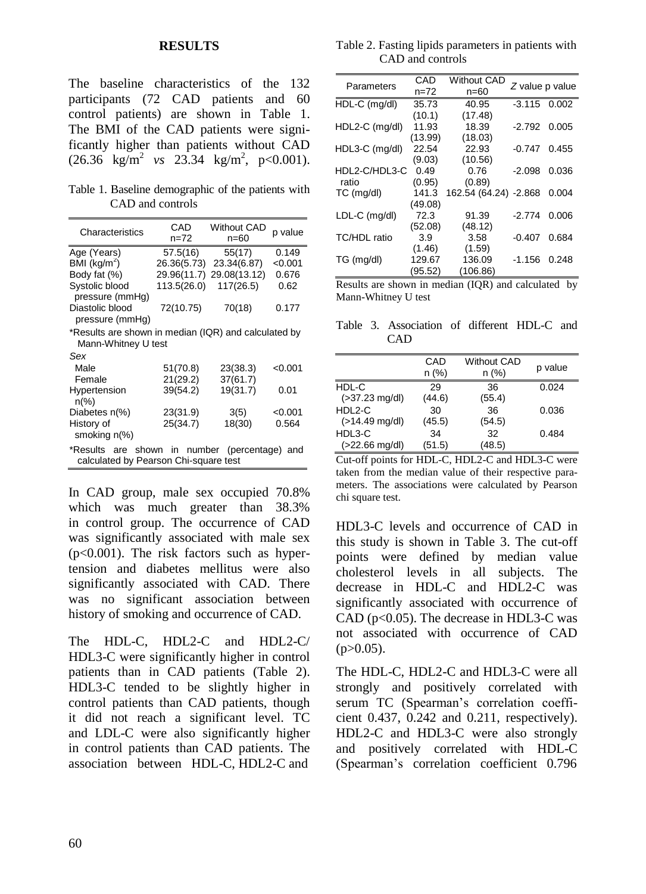## RESULTS

The baseline characteristics of the 132 participants (72 CAD patients and 60 control patients) are shown in Table 1. The BMI of the CAD patients were significantly higher than patients without CAD (26.36 $kg/m^2$ *vs* 23.34 $kg/m^2$, $p<0.001$).

Table 1. Baseline demographic of the patients with CAD and controls

| Characteristics | CAD n=72 | Without CAD n=60 | p value |
|---|---|---|---|
| Age (Years) | 57.5(16) | 55(17) | 0.149 |
| BMI ($kg/m^2$) | 26.36(5.73) | 23.34(6.87) | <0.001 |
| Body fat (%) | 29.96(11.7) | 29.08(13.12) | 0.676 |
| Systolic blood pressure (mmHg) | 113.5(26.0) | 117(26.5) | 0.62 |
| Diastolic blood pressure (mmHg) | 72(10.75) | 70(18) | 0.177 |
| *Results are shown in median (IQR) and calculated by Mann-Whitney U test | | | |
| *Sex* | | | |
| Male | 51(70.8) | 23(38.3) | <0.001 |
| Female | 21(29.2) | 37(61.7) | |
| Hypertension n(%) | 39(54.2) | 19(31.7) | 0.01 |
| Diabetes n(%) | 23(31.9) | 3(5) | <0.001 |
| History of smoking n(%) | 25(34.7) | 18(30) | 0.564 |

*Results are shown in number (percentage) and calculated by Pearson Chi-square test

In CAD group, male sex occupied 70.8% which was much greater than 38.3% in control group. The occurrence of CAD was significantly associated with male sex ($p<0.001$). The risk factors such as hypertension and diabetes mellitus were also significantly associated with CAD. There was no significant association between history of smoking and occurrence of CAD.

The HDL-C, HDL2-C and HDL2-C/HDL3-C were significantly higher in control patients than in CAD patients (Table 2). HDL3-C tended to be slightly higher in control patients than CAD patients, though it did not reach a significant level. TC and LDL-C were also significantly higher in control patients than CAD patients. The association between HDL-C, HDL2-C and HDL3-C levels and occurrence of CAD in this study is shown in Table 3. The cut-off points were defined by median value cholesterol levels in all subjects. The decrease in HDL-C and HDL2-C was significantly associated with occurrence of CAD ($p<0.05$). The decrease in HDL3-C was not associated with occurrence of CAD ($p>0.05$).

Table 2. Fasting lipids parameters in patients with CAD and controls

| Parameters | CAD n=72 | Without CAD n=60 | *Z* value | p value |
|---|---|---|---|---|
| HDL-C (mg/dl) | 35.73 (10.1) | 40.95 (17.48) | -3.115 | 0.002 |
| HDL2-C (mg/dl) | 11.93 (13.99) | 18.39 (18.03) | -2.792 | 0.005 |
| HDL3-C (mg/dl) | 22.54 (9.03) | 22.93 (10.56) | -0.747 | 0.455 |
| HDL2-C/HDL3-C ratio | 0.49 (0.95) | 0.76 (0.89) | -2.098 | 0.036 |
| TC (mg/dl) | 141.3 (49.08) | 162.54 (64.24) | -2.868 | 0.004 |
| LDL-C (mg/dl) | 72.3 (52.08) | 91.39 (48.12) | -2.774 | 0.006 |
| TC/HDL ratio | 3.9 (1.46) | 3.58 (1.59) | -0.407 | 0.684 |
| TG (mg/dl) | 129.67 (95.52) | 136.09 (106.86) | -1.156 | 0.248 |

Results are shown in median (IQR) and calculated by Mann-Whitney U test

Table 3. Association of different HDL-C and CAD

| | CAD n (%) | Without CAD n (%) | p value |
|---|---|---|---|
| HDL-C (>37.23 mg/dl) | 29 (44.6) | 36 (55.4) | 0.024 |
| HDL2-C (>14.49 mg/dl) | 30 (45.5) | 36 (54.5) | 0.036 |
| HDL3-C (>22.66 mg/dl) | 34 (51.5) | 32 (48.5) | 0.484 |

Cut-off points for HDL-C, HDL2-C and HDL3-C were taken from the median value of their respective parameters. The associations were calculated by Pearson chi square test.

The HDL-C, HDL2-C and HDL3-C were all strongly and positively correlated with serum TC (Spearman's correlation coefficient 0.437, 0.242 and 0.211, respectively). HDL2-C and HDL3-C were also strongly and positively correlated with HDL-C (Spearman's correlation coefficient 0.796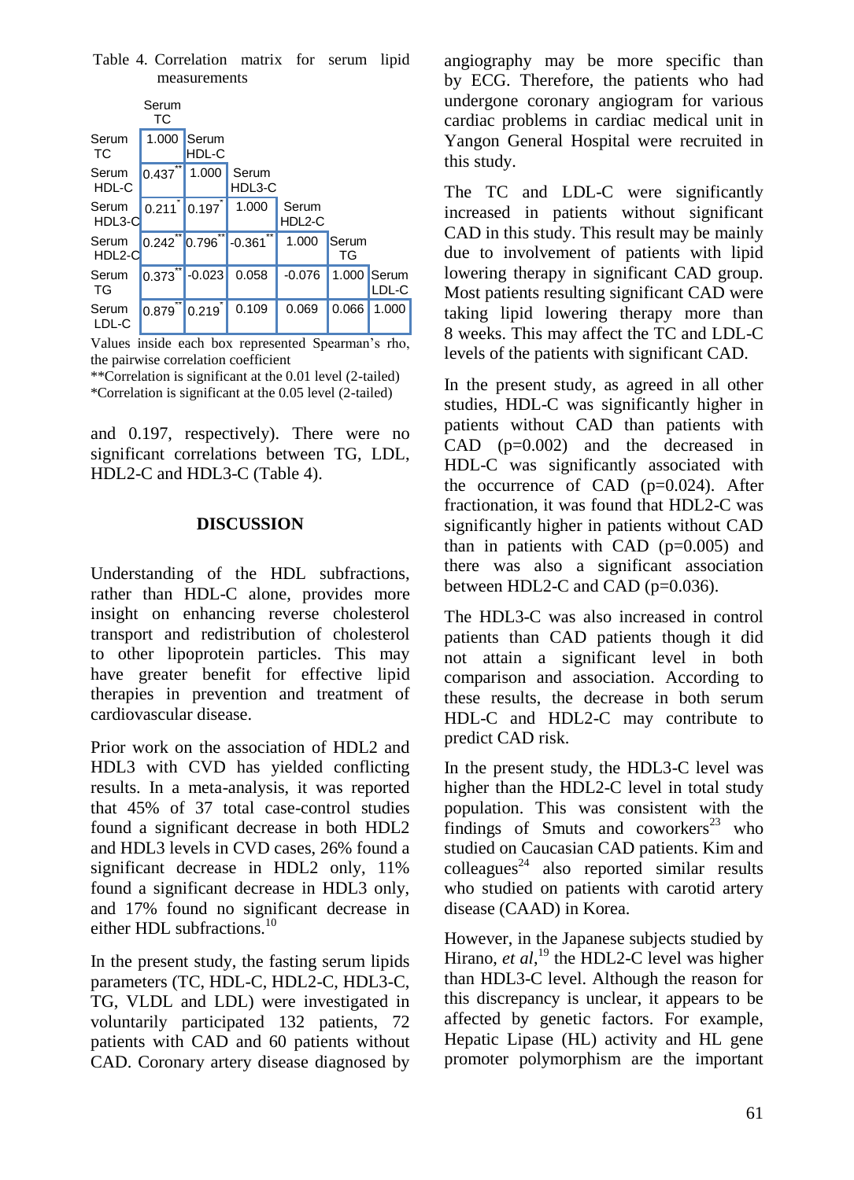Table 4. Correlation matrix for serum lipid measurements

| | Serum TC | Serum HDL-C | Serum HDL3-C | Serum HDL2-C | Serum TG | Serum LDL-C |
|---|---|---|---|---|---|---|
| Serum TC | 1.000 | | | | | |
| Serum HDL-C | 0.437** | 1.000 | | | | |
| Serum HDL3-C | 0.211* | 0.197* | 1.000 | | | |
| Serum HDL2-C | 0.242** | 0.796** | -0.361** | 1.000 | | |
| Serum TG | 0.373** | -0.023 | 0.058 | -0.076 | 1.000 | |
| Serum LDL-C | 0.879** | 0.219* | 0.109 | 0.069 | 0.066 | 1.000 |

Values inside each box represented Spearman's rho, the pairwise correlation coefficient

**Correlation is significant at the 0.01 level (2-tailed)

*Correlation is significant at the 0.05 level (2-tailed)

and 0.197, respectively). There were no significant correlations between TG, LDL, HDL2-C and HDL3-C (Table 4).

## DISCUSSION

Understanding of the HDL subfractions, rather than HDL-C alone, provides more insight on enhancing reverse cholesterol transport and redistribution of cholesterol to other lipoprotein particles. This may have greater benefit for effective lipid therapies in prevention and treatment of cardiovascular disease.

Prior work on the association of HDL2 and HDL3 with CVD has yielded conflicting results. In a meta-analysis, it was reported that 45% of 37 total case-control studies found a significant decrease in both HDL2 and HDL3 levels in CVD cases, 26% found a significant decrease in HDL2 only, 11% found a significant decrease in HDL3 only, and 17% found no significant decrease in either HDL subfractions.[10]

In the present study, the fasting serum lipids parameters (TC, HDL-C, HDL2-C, HDL3-C, TG, VLDL and LDL) were investigated in voluntarily participated 132 patients, 72 patients with CAD and 60 patients without CAD. Coronary artery disease diagnosed by angiography may be more specific than by ECG. Therefore, the patients who had undergone coronary angiogram for various cardiac problems in cardiac medical unit in Yangon General Hospital were recruited in this study.

The TC and LDL-C were significantly increased in patients without significant CAD in this study. This result may be mainly due to involvement of patients with lipid lowering therapy in significant CAD group. Most patients resulting significant CAD were taking lipid lowering therapy more than 8 weeks. This may affect the TC and LDL-C levels of the patients with significant CAD.

In the present study, as agreed in all other studies, HDL-C was significantly higher in patients without CAD than patients with CAD (p=0.002) and the decreased in HDL-C was significantly associated with the occurrence of CAD (p=0.024). After fractionation, it was found that HDL2-C was significantly higher in patients without CAD than in patients with CAD (p=0.005) and there was also a significant association between HDL2-C and CAD (p=0.036).

The HDL3-C was also increased in control patients than CAD patients though it did not attain a significant level in both comparison and association. According to these results, the decrease in both serum HDL-C and HDL2-C may contribute to predict CAD risk.

In the present study, the HDL3-C level was higher than the HDL2-C level in total study population. This was consistent with the findings of Smuts and coworkers[23] who studied on Caucasian CAD patients. Kim and colleagues[24] also reported similar results who studied on patients with carotid artery disease (CAAD) in Korea.

However, in the Japanese subjects studied by Hirano, *et al*,[19] the HDL2-C level was higher than HDL3-C level. Although the reason for this discrepancy is unclear, it appears to be affected by genetic factors. For example, Hepatic Lipase (HL) activity and HL gene promoter polymorphism are the important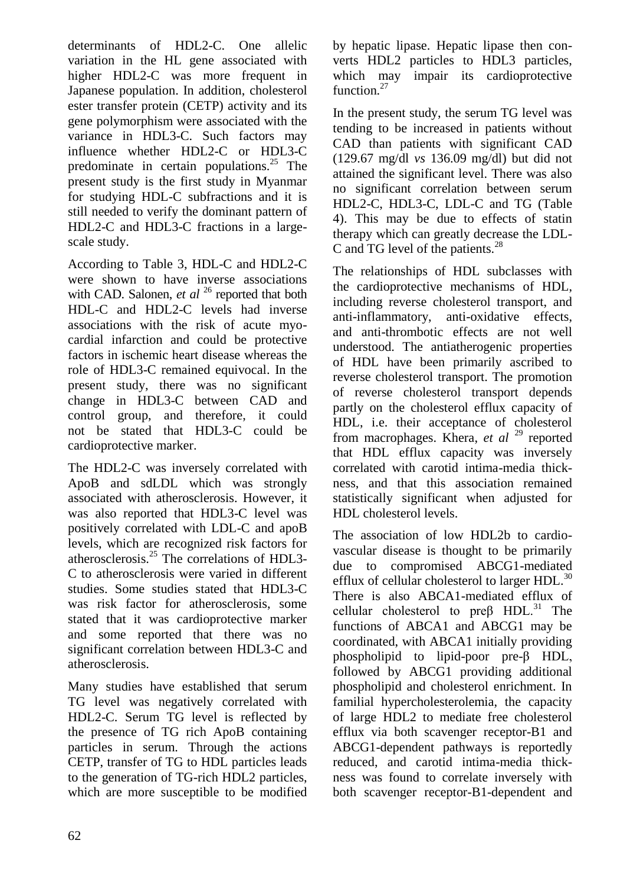determinants of HDL2-C. One allelic variation in the HL gene associated with higher HDL2-C was more frequent in Japanese population. In addition, cholesterol ester transfer protein (CETP) activity and its gene polymorphism were associated with the variance in HDL3-C. Such factors may influence whether HDL2-C or HDL3-C predominate in certain populations.[25] The present study is the first study in Myanmar for studying HDL-C subfractions and it is still needed to verify the dominant pattern of HDL2-C and HDL3-C fractions in a large-scale study.

According to Table 3, HDL-C and HDL2-C were shown to have inverse associations with CAD. Salonen, *et al* [26] reported that both HDL-C and HDL2-C levels had inverse associations with the risk of acute myocardial infarction and could be protective factors in ischemic heart disease whereas the role of HDL3-C remained equivocal. In the present study, there was no significant change in HDL3-C between CAD and control group, and therefore, it could not be stated that HDL3-C could be cardioprotective marker.

The HDL2-C was inversely correlated with ApoB and sdLDL which was strongly associated with atherosclerosis. However, it was also reported that HDL3-C level was positively correlated with LDL-C and apoB levels, which are recognized risk factors for atherosclerosis.[25] The correlations of HDL3-C to atherosclerosis were varied in different studies. Some studies stated that HDL3-C was risk factor for atherosclerosis, some stated that it was cardioprotective marker and some reported that there was no significant correlation between HDL3-C and atherosclerosis.

Many studies have established that serum TG level was negatively correlated with HDL2-C. Serum TG level is reflected by the presence of TG rich ApoB containing particles in serum. Through the actions CETP, transfer of TG to HDL particles leads to the generation of TG-rich HDL2 particles, which are more susceptible to be modified by hepatic lipase. Hepatic lipase then converts HDL2 particles to HDL3 particles, which may impair its cardioprotective function.[27]

In the present study, the serum TG level was tending to be increased in patients without CAD than patients with significant CAD (129.67 mg/dl *vs* 136.09 mg/dl) but did not attained the significant level. There was also no significant correlation between serum HDL2-C, HDL3-C, LDL-C and TG (Table 4). This may be due to effects of statin therapy which can greatly decrease the LDL-C and TG level of the patients.[28]

The relationships of HDL subclasses with the cardioprotective mechanisms of HDL, including reverse cholesterol transport, and anti-inflammatory, anti-oxidative effects, and anti-thrombotic effects are not well understood. The antiatherogenic properties of HDL have been primarily ascribed to reverse cholesterol transport. The promotion of reverse cholesterol transport depends partly on the cholesterol efflux capacity of HDL, i.e. their acceptance of cholesterol from macrophages. Khera, *et al* [29] reported that HDL efflux capacity was inversely correlated with carotid intima-media thickness, and that this association remained statistically significant when adjusted for HDL cholesterol levels.

The association of low HDL2b to cardiovascular disease is thought to be primarily due to compromised ABCG1-mediated efflux of cellular cholesterol to larger HDL.[30] There is also ABCA1-mediated efflux of cellular cholesterol to preβ HDL.[31] The functions of ABCA1 and ABCG1 may be coordinated, with ABCA1 initially providing phospholipid to lipid-poor pre-β HDL, followed by ABCG1 providing additional phospholipid and cholesterol enrichment. In familial hypercholesterolemia, the capacity of large HDL2 to mediate free cholesterol efflux via both scavenger receptor-B1 and ABCG1-dependent pathways is reportedly reduced, and carotid intima-media thickness was found to correlate inversely with both scavenger receptor-B1-dependent and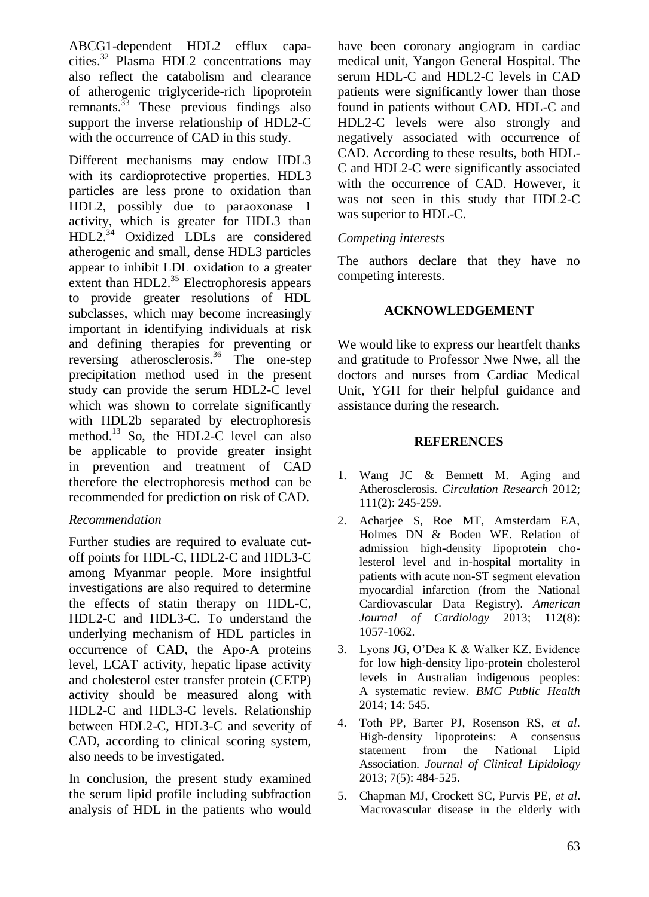ABCG1-dependent HDL2 efflux capacities.[32] Plasma HDL2 concentrations may also reflect the catabolism and clearance of atherogenic triglyceride-rich lipoprotein remnants.[33] These previous findings also support the inverse relationship of HDL2-C with the occurrence of CAD in this study.

Different mechanisms may endow HDL3 with its cardioprotective properties. HDL3 particles are less prone to oxidation than HDL2, possibly due to paraoxonase 1 activity, which is greater for HDL3 than HDL2.[34] Oxidized LDLs are considered atherogenic and small, dense HDL3 particles appear to inhibit LDL oxidation to a greater extent than HDL2.[35] Electrophoresis appears to provide greater resolutions of HDL subclasses, which may become increasingly important in identifying individuals at risk and defining therapies for preventing or reversing atherosclerosis.[36] The one-step precipitation method used in the present study can provide the serum HDL2-C level which was shown to correlate significantly with HDL2b separated by electrophoresis method.[13] So, the HDL2-C level can also be applicable to provide greater insight in prevention and treatment of CAD therefore the electrophoresis method can be recommended for prediction on risk of CAD.

*Recommendation*

Further studies are required to evaluate cut-off points for HDL-C, HDL2-C and HDL3-C among Myanmar people. More insightful investigations are also required to determine the effects of statin therapy on HDL-C, HDL2-C and HDL3-C. To understand the underlying mechanism of HDL particles in occurrence of CAD, the Apo-A proteins level, LCAT activity, hepatic lipase activity and cholesterol ester transfer protein (CETP) activity should be measured along with HDL2-C and HDL3-C levels. Relationship between HDL2-C, HDL3-C and severity of CAD, according to clinical scoring system, also needs to be investigated.

In conclusion, the present study examined the serum lipid profile including subfraction analysis of HDL in the patients who would have been coronary angiogram in cardiac medical unit, Yangon General Hospital. The serum HDL-C and HDL2-C levels in CAD patients were significantly lower than those found in patients without CAD. HDL-C and HDL2-C levels were also strongly and negatively associated with occurrence of CAD. According to these results, both HDL-C and HDL2-C were significantly associated with the occurrence of CAD. However, it was not seen in this study that HDL2-C was superior to HDL-C.

*Competing interests*

The authors declare that they have no competing interests.

## ACKNOWLEDGEMENT

We would like to express our heartfelt thanks and gratitude to Professor Nwe Nwe, all the doctors and nurses from Cardiac Medical Unit, YGH for their helpful guidance and assistance during the research.

## REFERENCES

1. Wang JC & Bennett M. Aging and Atherosclerosis. *Circulation Research* 2012; 111(2): 245-259.
2. Acharjee S, Roe MT, Amsterdam EA, Holmes DN & Boden WE. Relation of admission high-density lipoprotein cholesterol level and in-hospital mortality in patients with acute non-ST segment elevation myocardial infarction (from the National Cardiovascular Data Registry). *American Journal of Cardiology* 2013; 112(8): 1057-1062.
3. Lyons JG, O'Dea K & Walker KZ. Evidence for low high-density lipo-protein cholesterol levels in Australian indigenous peoples: A systematic review. *BMC Public Health* 2014; 14: 545.
4. Toth PP, Barter PJ, Rosenson RS, *et al*. High-density lipoproteins: A consensus statement from the National Lipid Association. *Journal of Clinical Lipidology* 2013; 7(5): 484-525.
5. Chapman MJ, Crockett SC, Purvis PE, *et al*. Macrovascular disease in the elderly with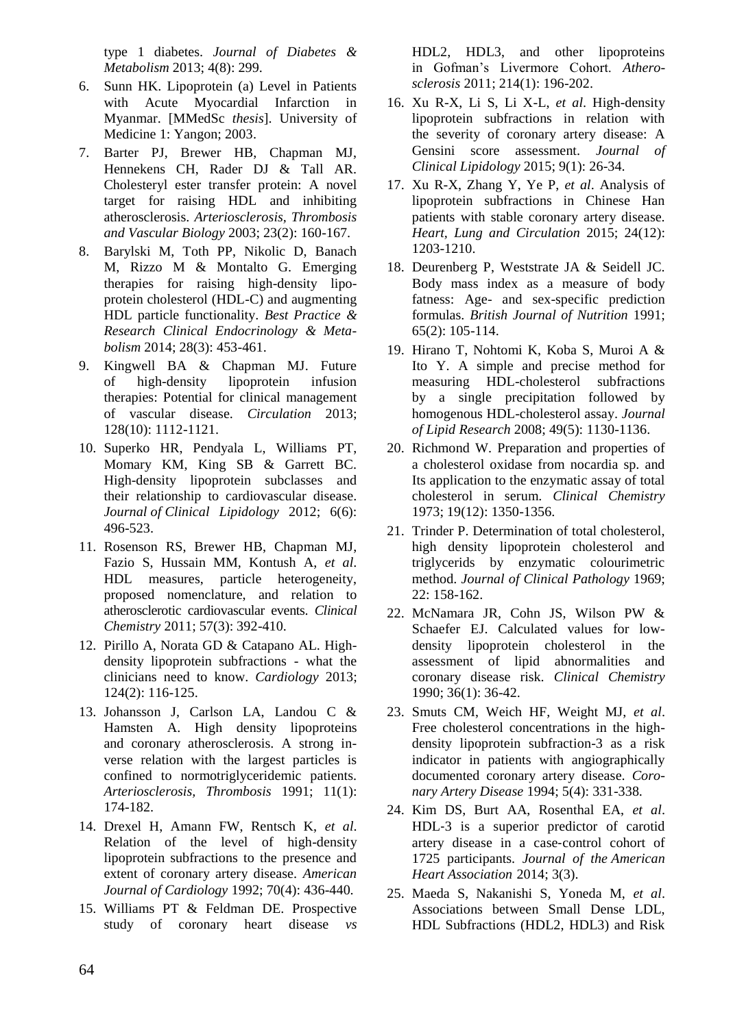type 1 diabetes. *Journal of Diabetes & Metabolism* 2013; 4(8): 299.

6. Sunn HK. Lipoprotein (a) Level in Patients with Acute Myocardial Infarction in Myanmar. [MMedSc *thesis*]. University of Medicine 1: Yangon; 2003.
7. Barter PJ, Brewer HB, Chapman MJ, Hennekens CH, Rader DJ & Tall AR. Cholesteryl ester transfer protein: A novel target for raising HDL and inhibiting atherosclerosis. *Arteriosclerosis, Thrombosis and Vascular Biology* 2003; 23(2): 160-167.
8. Barylski M, Toth PP, Nikolic D, Banach M, Rizzo M & Montalto G. Emerging therapies for raising high-density lipoprotein cholesterol (HDL-C) and augmenting HDL particle functionality. *Best Practice & Research Clinical Endocrinology & Metabolism* 2014; 28(3): 453-461.
9. Kingwell BA & Chapman MJ. Future of high-density lipoprotein infusion therapies: Potential for clinical management of vascular disease. *Circulation* 2013; 128(10): 1112-1121.
10. Superko HR, Pendyala L, Williams PT, Momary KM, King SB & Garrett BC. High-density lipoprotein subclasses and their relationship to cardiovascular disease. *Journal of Clinical Lipidology* 2012; 6(6): 496-523.
11. Rosenson RS, Brewer HB, Chapman MJ, Fazio S, Hussain MM, Kontush A, *et al*. HDL measures, particle heterogeneity, proposed nomenclature, and relation to atherosclerotic cardiovascular events. *Clinical Chemistry* 2011; 57(3): 392-410.
12. Pirillo A, Norata GD & Catapano AL. High-density lipoprotein subfractions - what the clinicians need to know. *Cardiology* 2013; 124(2): 116-125.
13. Johansson J, Carlson LA, Landou C & Hamsten A. High density lipoproteins and coronary atherosclerosis. A strong inverse relation with the largest particles is confined to normotriglyceridemic patients. *Arteriosclerosis, Thrombosis* 1991; 11(1): 174-182.
14. Drexel H, Amann FW, Rentsch K, *et al*. Relation of the level of high-density lipoprotein subfractions to the presence and extent of coronary artery disease. *American Journal of Cardiology* 1992; 70(4): 436-440.
15. Williams PT & Feldman DE. Prospective study of coronary heart disease *vs* HDL2, HDL3, and other lipoproteins in Gofman's Livermore Cohort. *Atherosclerosis* 2011; 214(1): 196-202.
16. Xu R-X, Li S, Li X-L, *et al*. High-density lipoprotein subfractions in relation with the severity of coronary artery disease: A Gensini score assessment. *Journal of Clinical Lipidology* 2015; 9(1): 26-34.
17. Xu R-X, Zhang Y, Ye P, *et al*. Analysis of lipoprotein subfractions in Chinese Han patients with stable coronary artery disease. *Heart, Lung and Circulation* 2015; 24(12): 1203-1210.
18. Deurenberg P, Weststrate JA & Seidell JC. Body mass index as a measure of body fatness: Age- and sex-specific prediction formulas. *British Journal of Nutrition* 1991; 65(2): 105-114.
19. Hirano T, Nohtomi K, Koba S, Muroi A & Ito Y. A simple and precise method for measuring HDL-cholesterol subfractions by a single precipitation followed by homogenous HDL-cholesterol assay. *Journal of Lipid Research* 2008; 49(5): 1130-1136.
20. Richmond W. Preparation and properties of a cholesterol oxidase from nocardia sp. and Its application to the enzymatic assay of total cholesterol in serum. *Clinical Chemistry* 1973; 19(12): 1350-1356.
21. Trinder P. Determination of total cholesterol, high density lipoprotein cholesterol and triglycerids by enzymatic colourimetric method. *Journal of Clinical Pathology* 1969; 22: 158-162.
22. McNamara JR, Cohn JS, Wilson PW & Schaefer EJ. Calculated values for low-density lipoprotein cholesterol in the assessment of lipid abnormalities and coronary disease risk. *Clinical Chemistry* 1990; 36(1): 36-42.
23. Smuts CM, Weich HF, Weight MJ, *et al*. Free cholesterol concentrations in the high-density lipoprotein subfraction-3 as a risk indicator in patients with angiographically documented coronary artery disease. *Coronary Artery Disease* 1994; 5(4): 331-338.
24. Kim DS, Burt AA, Rosenthal EA, *et al*. HDL-3 is a superior predictor of carotid artery disease in a case-control cohort of 1725 participants. *Journal of the American Heart Association* 2014; 3(3).
25. Maeda S, Nakanishi S, Yoneda M, *et al*. Associations between Small Dense LDL, HDL Subfractions (HDL2, HDL3) and Risk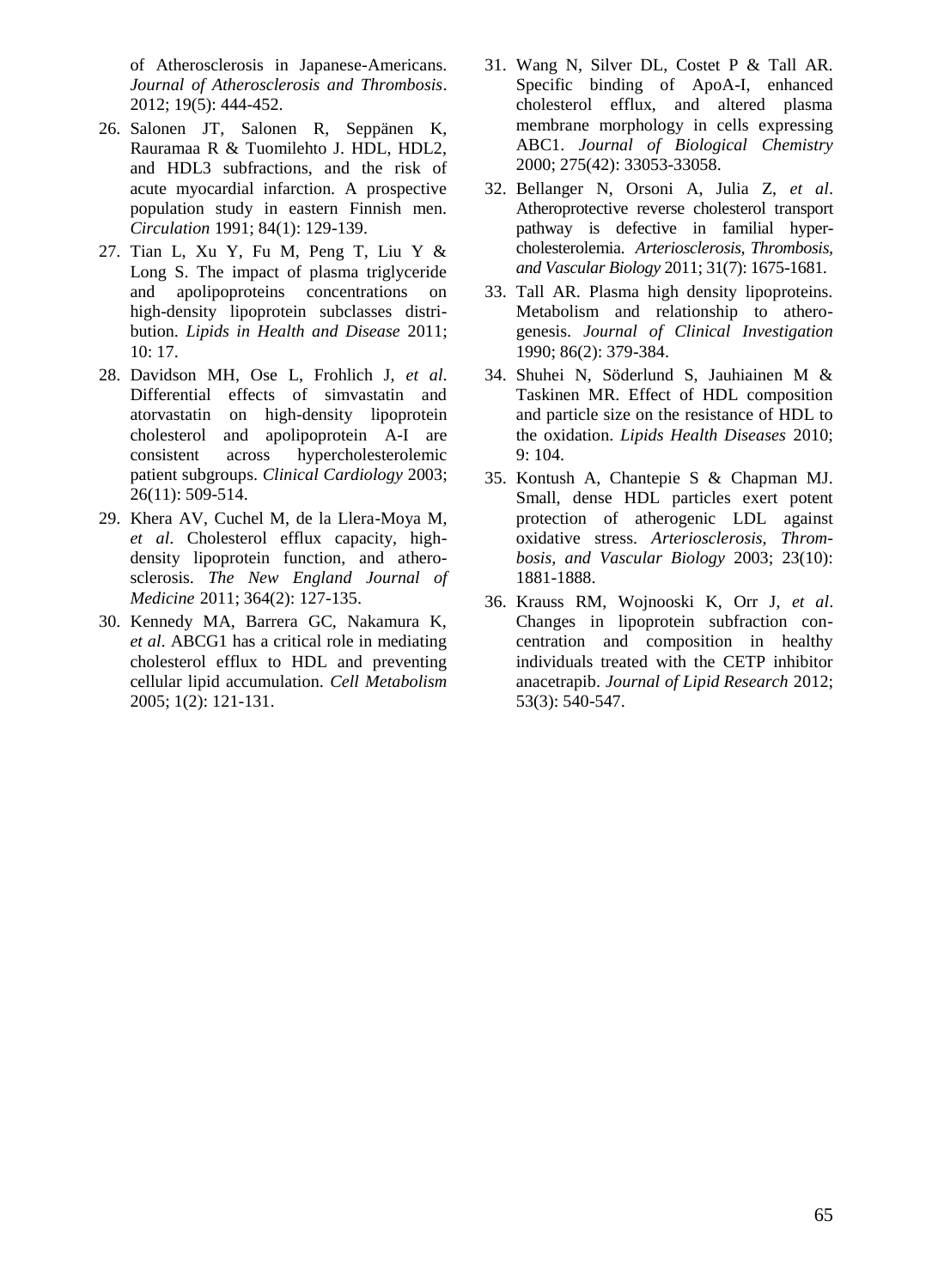of Atherosclerosis in Japanese-Americans. *Journal of Atherosclerosis and Thrombosis*. 2012; 19(5): 444-452.

26. Salonen JT, Salonen R, Seppänen K, Rauramaa R & Tuomilehto J. HDL, HDL2, and HDL3 subfractions, and the risk of acute myocardial infarction. A prospective population study in eastern Finnish men. *Circulation* 1991; 84(1): 129-139.
27. Tian L, Xu Y, Fu M, Peng T, Liu Y & Long S. The impact of plasma triglyceride and apolipoproteins concentrations on high-density lipoprotein subclasses distribution. *Lipids in Health and Disease* 2011; 10: 17.
28. Davidson MH, Ose L, Frohlich J, *et al*. Differential effects of simvastatin and atorvastatin on high-density lipoprotein cholesterol and apolipoprotein A-I are consistent across hypercholesterolemic patient subgroups. *Clinical Cardiology* 2003; 26(11): 509-514.
29. Khera AV, Cuchel M, de la Llera-Moya M, *et al*. Cholesterol efflux capacity, high-density lipoprotein function, and atherosclerosis. *The New England Journal of Medicine* 2011; 364(2): 127-135.
30. Kennedy MA, Barrera GC, Nakamura K, *et al*. ABCG1 has a critical role in mediating cholesterol efflux to HDL and preventing cellular lipid accumulation. *Cell Metabolism* 2005; 1(2): 121-131.
31. Wang N, Silver DL, Costet P & Tall AR. Specific binding of ApoA-I, enhanced cholesterol efflux, and altered plasma membrane morphology in cells expressing ABC1. *Journal of Biological Chemistry* 2000; 275(42): 33053-33058.
32. Bellanger N, Orsoni A, Julia Z, *et al*. Atheroprotective reverse cholesterol transport pathway is defective in familial hypercholesterolemia. *Arteriosclerosis, Thrombosis, and Vascular Biology* 2011; 31(7): 1675-1681.
33. Tall AR. Plasma high density lipoproteins. Metabolism and relationship to atherogenesis. *Journal of Clinical Investigation* 1990; 86(2): 379-384.
34. Shuhei N, Söderlund S, Jauhiainen M & Taskinen MR. Effect of HDL composition and particle size on the resistance of HDL to the oxidation. *Lipids Health Diseases* 2010; 9: 104.
35. Kontush A, Chantepie S & Chapman MJ. Small, dense HDL particles exert potent protection of atherogenic LDL against oxidative stress. *Arteriosclerosis, Thrombosis, and Vascular Biology* 2003; 23(10): 1881-1888.
36. Krauss RM, Wojnooski K, Orr J, *et al*. Changes in lipoprotein subfraction concentration and composition in healthy individuals treated with the CETP inhibitor anacetrapib. *Journal of Lipid Research* 2012; 53(3): 540-547.